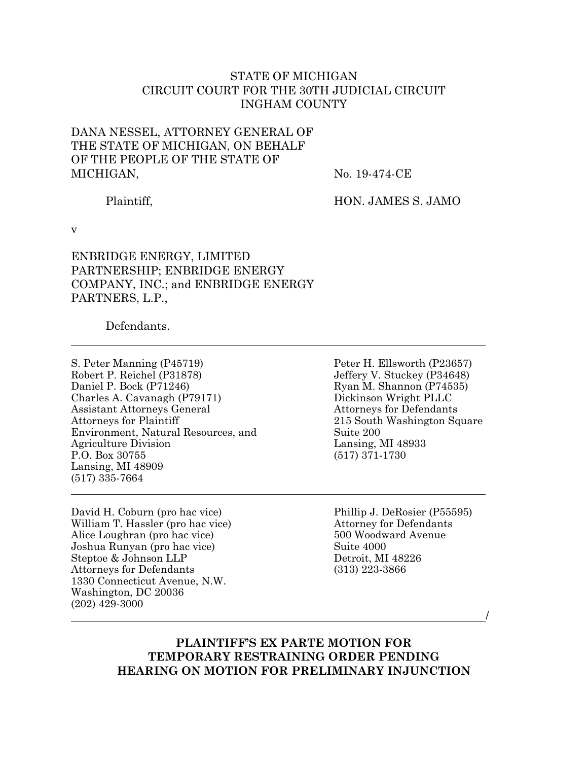STATE OF MICHIGAN
CIRCUIT COURT FOR THE 30TH JUDICIAL CIRCUIT
INGHAM COUNTY

DANA NESSEL, ATTORNEY GENERAL OF THE STATE OF MICHIGAN, ON BEHALF OF THE PEOPLE OF THE STATE OF MICHIGAN,

Plaintiff,

No. 19-474-CE

HON. JAMES S. JAMO

v

ENBRIDGE ENERGY, LIMITED PARTNERSHIP; ENBRIDGE ENERGY COMPANY, INC.; and ENBRIDGE ENERGY PARTNERS, L.P.,

Defendants.

---

S. Peter Manning (P45719)
Robert P. Reichel (P31878)
Daniel P. Bock (P71246)
Charles A. Cavanagh (P79171)
Assistant Attorneys General
Attorneys for Plaintiff
Environment, Natural Resources, and Agriculture Division
P.O. Box 30755
Lansing, MI 48909
(517) 335-7664

Peter H. Ellsworth (P23657)
Jeffery V. Stuckey (P34648)
Ryan M. Shannon (P74535)
Dickinson Wright PLLC
Attorneys for Defendants
215 South Washington Square
Suite 200
Lansing, MI 48933
(517) 371-1730

---

David H. Coburn (pro hac vice)
William T. Hassler (pro hac vice)
Alice Loughran (pro hac vice)
Joshua Runyan (pro hac vice)
Steptoe & Johnson LLP
Attorneys for Defendants
1330 Connecticut Avenue, N.W.
Washington, DC 20036
(202) 429-3000

Phillip J. DeRosier (P55595)
Attorney for Defendants
500 Woodward Avenue
Suite 4000
Detroit, MI 48226
(313) 223-3866

---

**PLAINTIFF'S EX PARTE MOTION FOR TEMPORARY RESTRAINING ORDER PENDING HEARING ON MOTION FOR PRELIMINARY INJUNCTION**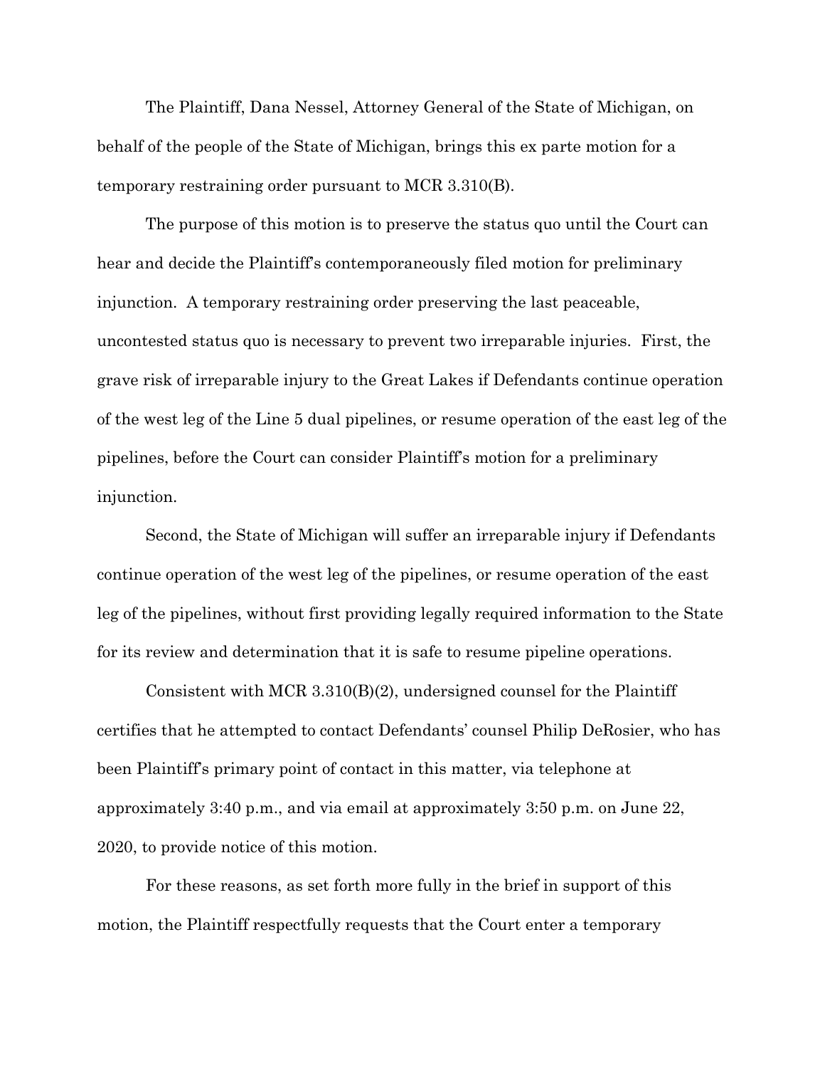The Plaintiff, Dana Nessel, Attorney General of the State of Michigan, on behalf of the people of the State of Michigan, brings this ex parte motion for a temporary restraining order pursuant to MCR 3.310(B).

The purpose of this motion is to preserve the status quo until the Court can hear and decide the Plaintiff's contemporaneously filed motion for preliminary injunction. A temporary restraining order preserving the last peaceable, uncontested status quo is necessary to prevent two irreparable injuries. First, the grave risk of irreparable injury to the Great Lakes if Defendants continue operation of the west leg of the Line 5 dual pipelines, or resume operation of the east leg of the pipelines, before the Court can consider Plaintiff's motion for a preliminary injunction.

Second, the State of Michigan will suffer an irreparable injury if Defendants continue operation of the west leg of the pipelines, or resume operation of the east leg of the pipelines, without first providing legally required information to the State for its review and determination that it is safe to resume pipeline operations.

Consistent with MCR 3.310(B)(2), undersigned counsel for the Plaintiff certifies that he attempted to contact Defendants' counsel Philip DeRosier, who has been Plaintiff's primary point of contact in this matter, via telephone at approximately 3:40 p.m., and via email at approximately 3:50 p.m. on June 22, 2020, to provide notice of this motion.

For these reasons, as set forth more fully in the brief in support of this motion, the Plaintiff respectfully requests that the Court enter a temporary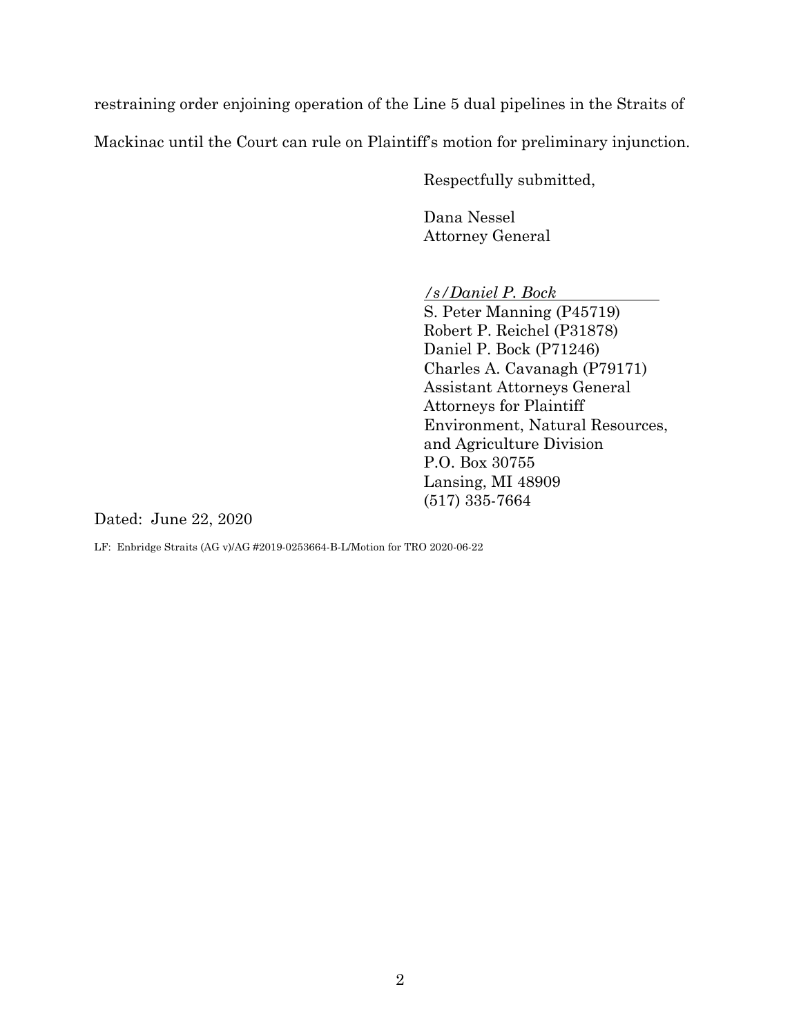restraining order enjoining operation of the Line 5 dual pipelines in the Straits of Mackinac until the Court can rule on Plaintiff's motion for preliminary injunction.

Respectfully submitted,

Dana Nessel
Attorney General

*/s/Daniel P. Bock*
S. Peter Manning (P45719)
Robert P. Reichel (P31878)
Daniel P. Bock (P71246)
Charles A. Cavanagh (P79171)
Assistant Attorneys General
Attorneys for Plaintiff
Environment, Natural Resources,
and Agriculture Division
P.O. Box 30755
Lansing, MI 48909
(517) 335-7664

Dated: June 22, 2020

LF: Enbridge Straits (AG v)/AG #2019-0253664-B-L/Motion for TRO 2020-06-22